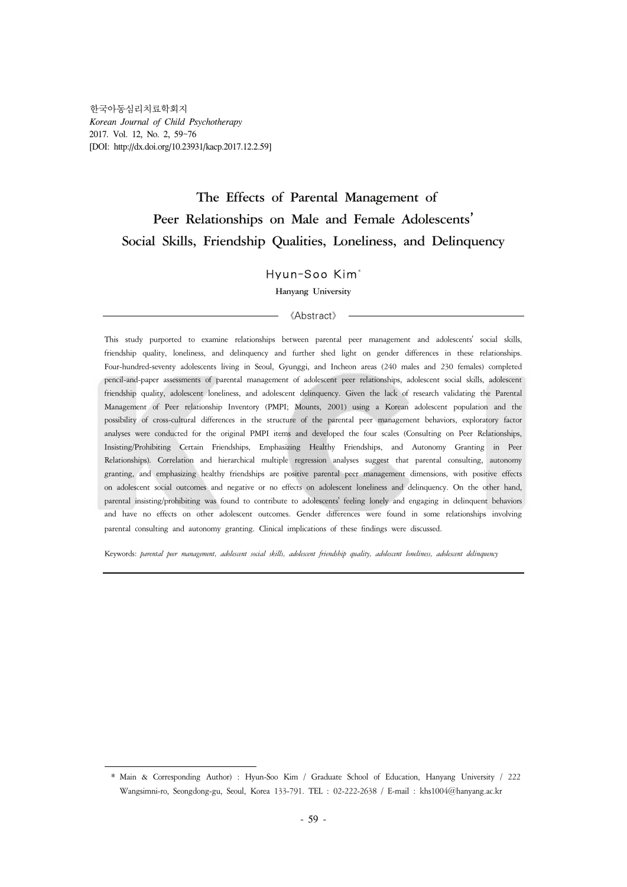한국아동심리치료학회지
*Korean Journal of Child Psychotherapy*
2017. Vol. 12, No. 2, 59~76
[DOI: http://dx.doi.org/10.23931/kacp.2017.12.2.59]

# The Effects of Parental Management of Peer Relationships on Male and Female Adolescents' Social Skills, Friendship Qualities, Loneliness, and Delinquency

**Hyun-Soo Kim***

**Hanyang University**

《Abstract》

This study purported to examine relationships between parental peer management and adolescents' social skills, friendship quality, loneliness, and delinquency and further shed light on gender differences in these relationships. Four-hundred-seventy adolescents living in Seoul, Gyunggi, and Incheon areas (240 males and 230 females) completed pencil-and-paper assessments of parental management of adolescent peer relationships, adolescent social skills, adolescent friendship quality, adolescent loneliness, and adolescent delinquency. Given the lack of research validating the Parental Management of Peer relationship Inventory (PMPI; Mounts, 2001) using a Korean adolescent population and the possibility of cross-cultural differences in the structure of the parental peer management behaviors, exploratory factor analyses were conducted for the original PMPI items and developed the four scales (Consulting on Peer Relationships, Insisting/Prohibiting Certain Friendships, Emphasizing Healthy Friendships, and Autonomy Granting in Peer Relationships). Correlation and hierarchical multiple regression analyses suggest that parental consulting, autonomy granting, and emphasizing healthy friendships are positive parental peer management dimensions, with positive effects on adolescent social outcomes and negative or no effects on adolescent loneliness and delinquency. On the other hand, parental insisting/prohibiting was found to contribute to adolescents' feeling lonely and engaging in delinquent behaviors and have no effects on other adolescent outcomes. Gender differences were found in some relationships involving parental consulting and autonomy granting. Clinical implications of these findings were discussed.

Keywords: *parental peer management, adolescent social skills, adolescent friendship quality, adolescent loneliness, adolescent delinquency*

---

\* Main & Corresponding Author) : Hyun-Soo Kim / Graduate School of Education, Hanyang University / 222 Wangsimni-ro, Seongdong-gu, Seoul, Korea 133-791. TEL : 02-222-2638 / E-mail : khs1004@hanyang.ac.kr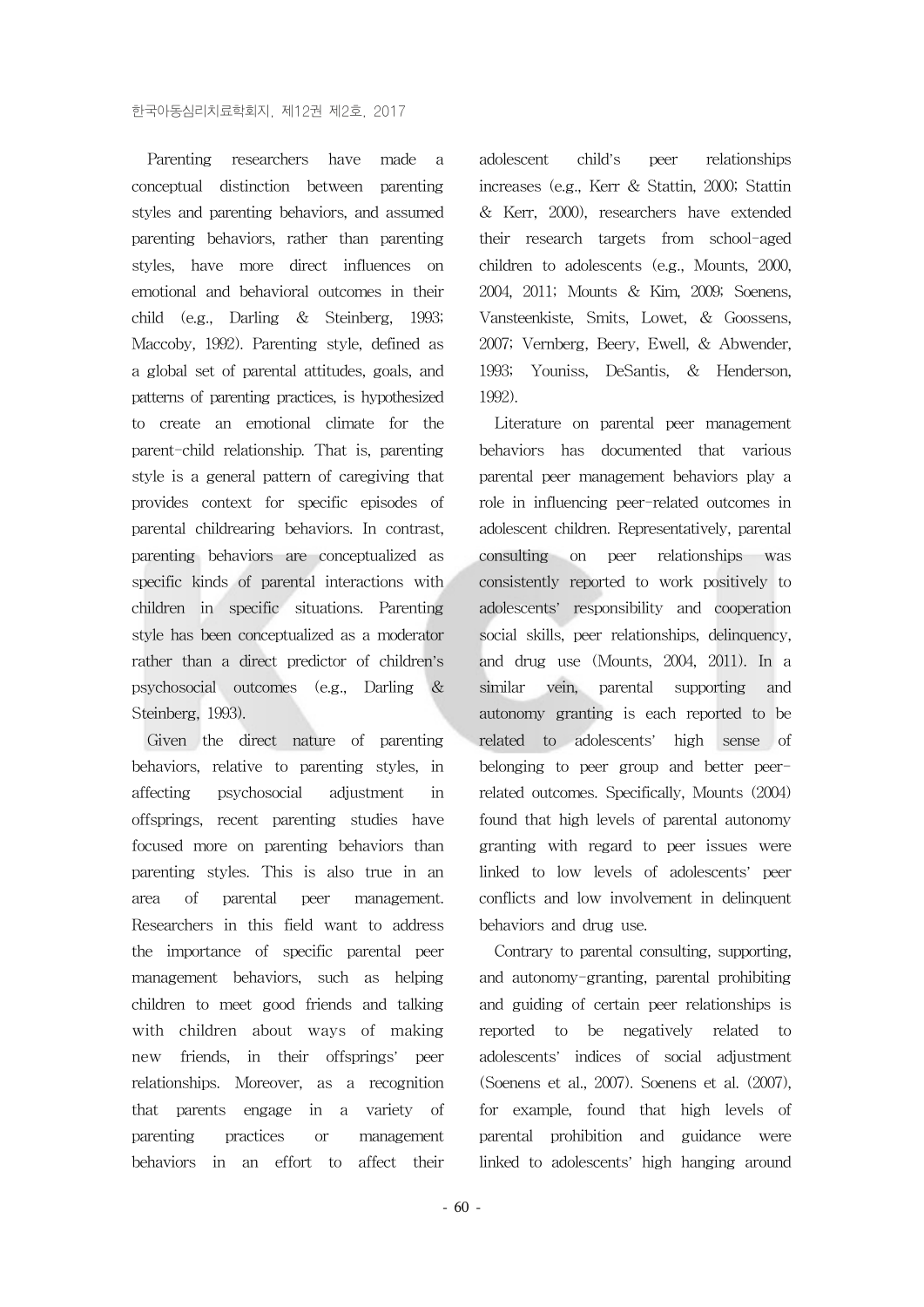Parenting researchers have made a conceptual distinction between parenting styles and parenting behaviors, and assumed parenting behaviors, rather than parenting styles, have more direct influences on emotional and behavioral outcomes in their child (e.g., Darling & Steinberg, 1993; Maccoby, 1992). Parenting style, defined as a global set of parental attitudes, goals, and patterns of parenting practices, is hypothesized to create an emotional climate for the parent-child relationship. That is, parenting style is a general pattern of caregiving that provides context for specific episodes of parental childrearing behaviors. In contrast, parenting behaviors are conceptualized as specific kinds of parental interactions with children in specific situations. Parenting style has been conceptualized as a moderator rather than a direct predictor of children's psychosocial outcomes (e.g., Darling & Steinberg, 1993).

Given the direct nature of parenting behaviors, relative to parenting styles, in affecting psychosocial adjustment in offsprings, recent parenting studies have focused more on parenting behaviors than parenting styles. This is also true in an area of parental peer management. Researchers in this field want to address the importance of specific parental peer management behaviors, such as helping children to meet good friends and talking with children about ways of making new friends, in their offsprings' peer relationships. Moreover, as a recognition that parents engage in a variety of parenting practices or management behaviors in an effort to affect their adolescent child's peer relationships increases (e.g., Kerr & Stattin, 2000; Stattin & Kerr, 2000), researchers have extended their research targets from school-aged children to adolescents (e.g., Mounts, 2000, 2004, 2011; Mounts & Kim, 2009; Soenens, Vansteenkiste, Smits, Lowet, & Goossens, 2007; Vernberg, Beery, Ewell, & Abwender, 1993; Youniss, DeSantis, & Henderson, 1992).

Literature on parental peer management behaviors has documented that various parental peer management behaviors play a role in influencing peer-related outcomes in adolescent children. Representatively, parental consulting on peer relationships was consistently reported to work positively to adolescents' responsibility and cooperation social skills, peer relationships, delinquency, and drug use (Mounts, 2004, 2011). In a similar vein, parental supporting and autonomy granting is each reported to be related to adolescents' high sense of belonging to peer group and better peer-related outcomes. Specifically, Mounts (2004) found that high levels of parental autonomy granting with regard to peer issues were linked to low levels of adolescents' peer conflicts and low involvement in delinquent behaviors and drug use.

Contrary to parental consulting, supporting, and autonomy-granting, parental prohibiting and guiding of certain peer relationships is reported to be negatively related to adolescents' indices of social adjustment (Soenens et al., 2007). Soenens et al. (2007), for example, found that high levels of parental prohibition and guidance were linked to adolescents' high hanging around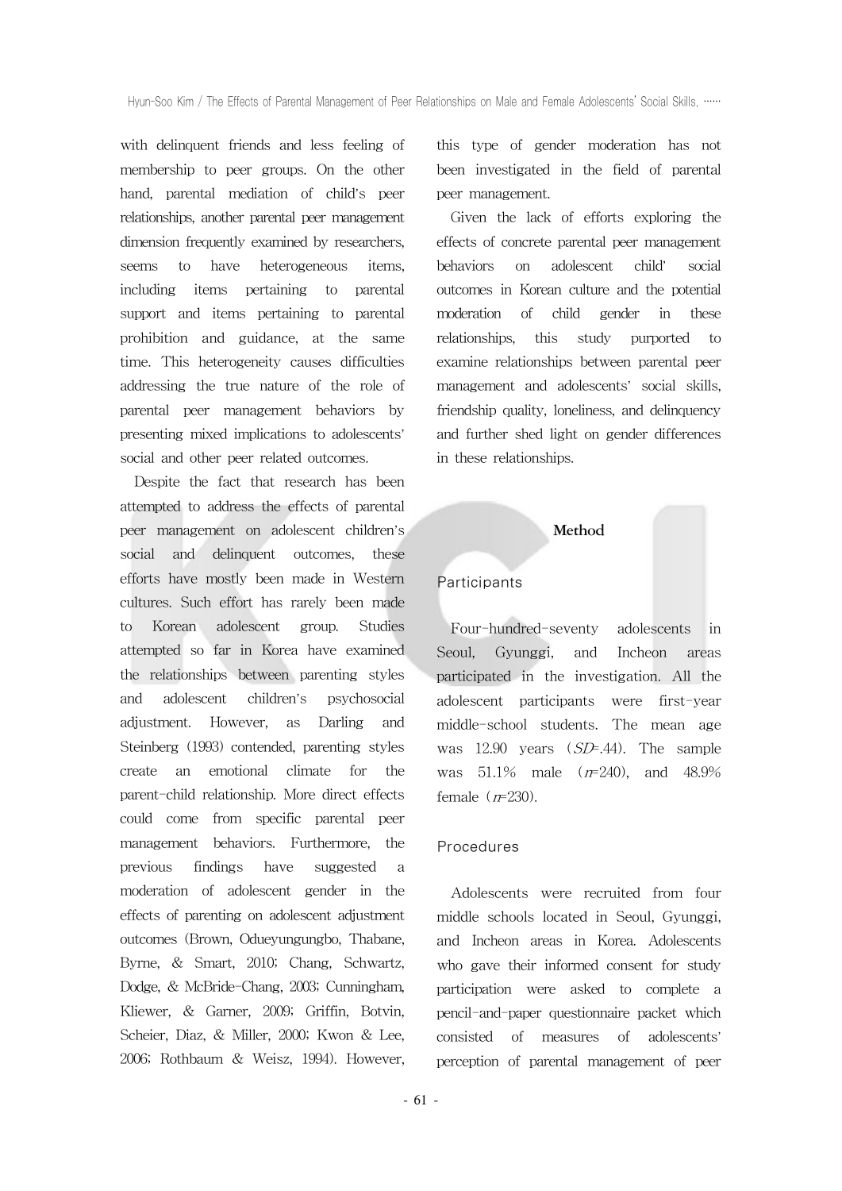with delinquent friends and less feeling of membership to peer groups. On the other hand, parental mediation of child's peer relationships, another parental peer management dimension frequently examined by researchers, seems to have heterogeneous items, including items pertaining to parental support and items pertaining to parental prohibition and guidance, at the same time. This heterogeneity causes difficulties addressing the true nature of the role of parental peer management behaviors by presenting mixed implications to adolescents' social and other peer related outcomes.

Despite the fact that research has been attempted to address the effects of parental peer management on adolescent children's social and delinquent outcomes, these efforts have mostly been made in Western cultures. Such effort has rarely been made to Korean adolescent group. Studies attempted so far in Korea have examined the relationships between parenting styles and adolescent children's psychosocial adjustment. However, as Darling and Steinberg (1993) contended, parenting styles create an emotional climate for the parent-child relationship. More direct effects could come from specific parental peer management behaviors. Furthermore, the previous findings have suggested a moderation of adolescent gender in the effects of parenting on adolescent adjustment outcomes (Brown, Odueyungungbo, Thabane, Byrne, & Smart, 2010; Chang, Schwartz, Dodge, & McBride-Chang, 2003; Cunningham, Kliewer, & Garner, 2009; Griffin, Botvin, Scheier, Diaz, & Miller, 2000; Kwon & Lee, 2006; Rothbaum & Weisz, 1994). However, this type of gender moderation has not been investigated in the field of parental peer management.

Given the lack of efforts exploring the effects of concrete parental peer management behaviors on adolescent child' social outcomes in Korean culture and the potential moderation of child gender in these relationships, this study purported to examine relationships between parental peer management and adolescents' social skills, friendship quality, loneliness, and delinquency and further shed light on gender differences in these relationships.

## Method

### Participants

Four-hundred-seventy adolescents in Seoul, Gyunggi, and Incheon areas participated in the investigation. All the adolescent participants were first-year middle-school students. The mean age was 12.90 years (*SD*=.44). The sample was 51.1% male (*n*=240), and 48.9% female (*n*=230).

### Procedures

Adolescents were recruited from four middle schools located in Seoul, Gyunggi, and Incheon areas in Korea. Adolescents who gave their informed consent for study participation were asked to complete a pencil-and-paper questionnaire packet which consisted of measures of adolescents' perception of parental management of peer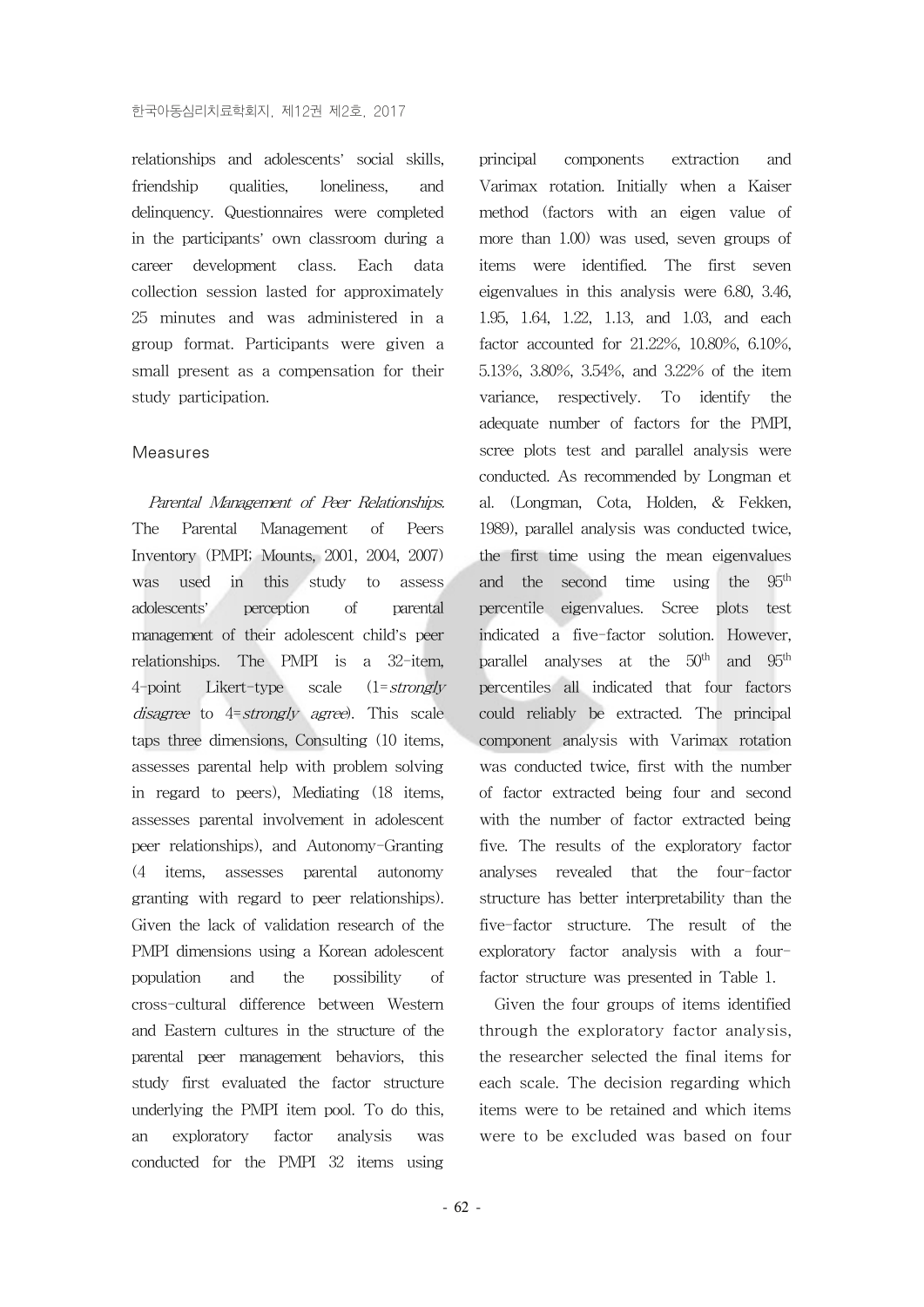relationships and adolescents' social skills, friendship qualities, loneliness, and delinquency. Questionnaires were completed in the participants' own classroom during a career development class. Each data collection session lasted for approximately 25 minutes and was administered in a group format. Participants were given a small present as a compensation for their study participation.

### Measures

*Parental Management of Peer Relationships*. The Parental Management of Peers Inventory (PMPI; Mounts, 2001, 2004, 2007) was used in this study to assess adolescents' perception of parental management of their adolescent child's peer relationships. The PMPI is a 32-item, 4-point Likert-type scale (1=*strongly disagree* to 4=*strongly agree*). This scale taps three dimensions, Consulting (10 items, assesses parental help with problem solving in regard to peers), Mediating (18 items, assesses parental involvement in adolescent peer relationships), and Autonomy-Granting (4 items, assesses parental autonomy granting with regard to peer relationships). Given the lack of validation research of the PMPI dimensions using a Korean adolescent population and the possibility of cross-cultural difference between Western and Eastern cultures in the structure of the parental peer management behaviors, this study first evaluated the factor structure underlying the PMPI item pool. To do this, an exploratory factor analysis was conducted for the PMPI 32 items using principal components extraction and Varimax rotation. Initially when a Kaiser method (factors with an eigen value of more than 1.00) was used, seven groups of items were identified. The first seven eigenvalues in this analysis were 6.80, 3.46, 1.95, 1.64, 1.22, 1.13, and 1.03, and each factor accounted for 21.22%, 10.80%, 6.10%, 5.13%, 3.80%, 3.54%, and 3.22% of the item variance, respectively. To identify the adequate number of factors for the PMPI, scree plots test and parallel analysis were conducted. As recommended by Longman et al. (Longman, Cota, Holden, & Fekken, 1989), parallel analysis was conducted twice, the first time using the mean eigenvalues and the second time using the 95$^{th}$ percentile eigenvalues. Scree plots test indicated a five-factor solution. However, parallel analyses at the 50$^{th}$ and 95$^{th}$ percentiles all indicated that four factors could reliably be extracted. The principal component analysis with Varimax rotation was conducted twice, first with the number of factor extracted being four and second with the number of factor extracted being five. The results of the exploratory factor analyses revealed that the four-factor structure has better interpretability than the five-factor structure. The result of the exploratory factor analysis with a four-factor structure was presented in Table 1.

Given the four groups of items identified through the exploratory factor analysis, the researcher selected the final items for each scale. The decision regarding which items were to be retained and which items were to be excluded was based on four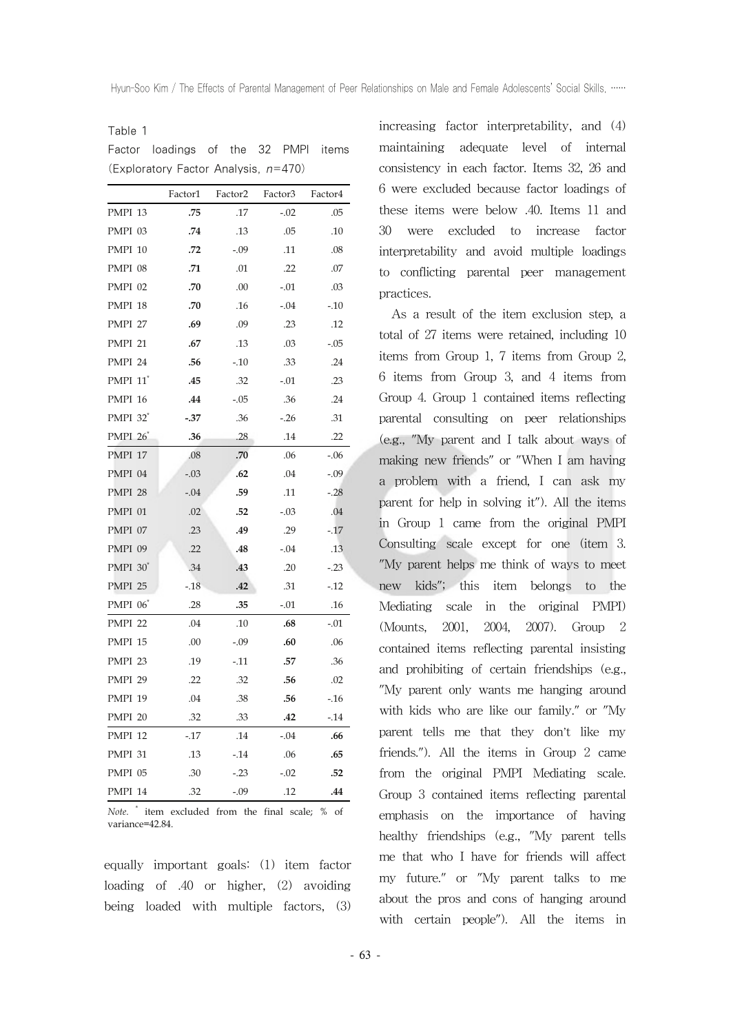Table 1

Factor loadings of the 32 PMPI items (Exploratory Factor Analysis, *n*=470)

| | Factor1 | Factor2 | Factor3 | Factor4 |
|---|---|---|---|---|
| PMPI 13 | **.75** | .17 | -.02 | .05 |
| PMPI 03 | **.74** | .13 | .05 | .10 |
| PMPI 10 | **.72** | -.09 | .11 | .08 |
| PMPI 08 | **.71** | .01 | .22 | .07 |
| PMPI 02 | **.70** | .00 | -.01 | .03 |
| PMPI 18 | **.70** | .16 | -.04 | -.10 |
| PMPI 27 | **.69** | .09 | .23 | .12 |
| PMPI 21 | **.67** | .13 | .03 | -.05 |
| PMPI 24 | **.56** | -.10 | .33 | .24 |
| PMPI 11* | **.45** | .32 | -.01 | .23 |
| PMPI 16 | **.44** | -.05 | .36 | .24 |
| PMPI 32* | **-.37** | .36 | -.26 | .31 |
| PMPI 26* | **.36** | .28 | .14 | .22 |
| PMPI 17 | .08 | **.70** | .06 | -.06 |
| PMPI 04 | -.03 | **.62** | .04 | -.09 |
| PMPI 28 | -.04 | **.59** | .11 | -.28 |
| PMPI 01 | .02 | **.52** | -.03 | .04 |
| PMPI 07 | .23 | **.49** | .29 | -.17 |
| PMPI 09 | .22 | **.48** | -.04 | .13 |
| PMPI 30* | .34 | **.43** | .20 | -.23 |
| PMPI 25 | -.18 | **.42** | .31 | -.12 |
| PMPI 06* | .28 | **.35** | -.01 | .16 |
| PMPI 22 | .04 | .10 | **.68** | -.01 |
| PMPI 15 | .00 | -.09 | **.60** | .06 |
| PMPI 23 | .19 | -.11 | **.57** | .36 |
| PMPI 29 | .22 | .32 | **.56** | .02 |
| PMPI 19 | .04 | .38 | **.56** | -.16 |
| PMPI 20 | .32 | .33 | **.42** | -.14 |
| PMPI 12 | -.17 | .14 | -.04 | **.66** |
| PMPI 31 | .13 | -.14 | .06 | **.65** |
| PMPI 05 | .30 | -.23 | -.02 | **.52** |
| PMPI 14 | .32 | -.09 | .12 | **.44** |

*Note.* * item excluded from the final scale; % of variance=42.84.

equally important goals: (1) item factor loading of .40 or higher, (2) avoiding being loaded with multiple factors, (3) increasing factor interpretability, and (4) maintaining adequate level of internal consistency in each factor. Items 32, 26 and 6 were excluded because factor loadings of these items were below .40. Items 11 and 30 were excluded to increase factor interpretability and avoid multiple loadings to conflicting parental peer management practices.

As a result of the item exclusion step, a total of 27 items were retained, including 10 items from Group 1, 7 items from Group 2, 6 items from Group 3, and 4 items from Group 4. Group 1 contained items reflecting parental consulting on peer relationships (e.g., "My parent and I talk about ways of making new friends" or "When I am having a problem with a friend, I can ask my parent for help in solving it"). All the items in Group 1 came from the original PMPI Consulting scale except for one (item 3. "My parent helps me think of ways to meet new kids"; this item belongs to the Mediating scale in the original PMPI) (Mounts, 2001, 2004, 2007). Group 2 contained items reflecting parental insisting and prohibiting of certain friendships (e.g., "My parent only wants me hanging around with kids who are like our family." or "My parent tells me that they don't like my friends."). All the items in Group 2 came from the original PMPI Mediating scale. Group 3 contained items reflecting parental emphasis on the importance of having healthy friendships (e.g., "My parent tells me that who I have for friends will affect my future." or "My parent talks to me about the pros and cons of hanging around with certain people"). All the items in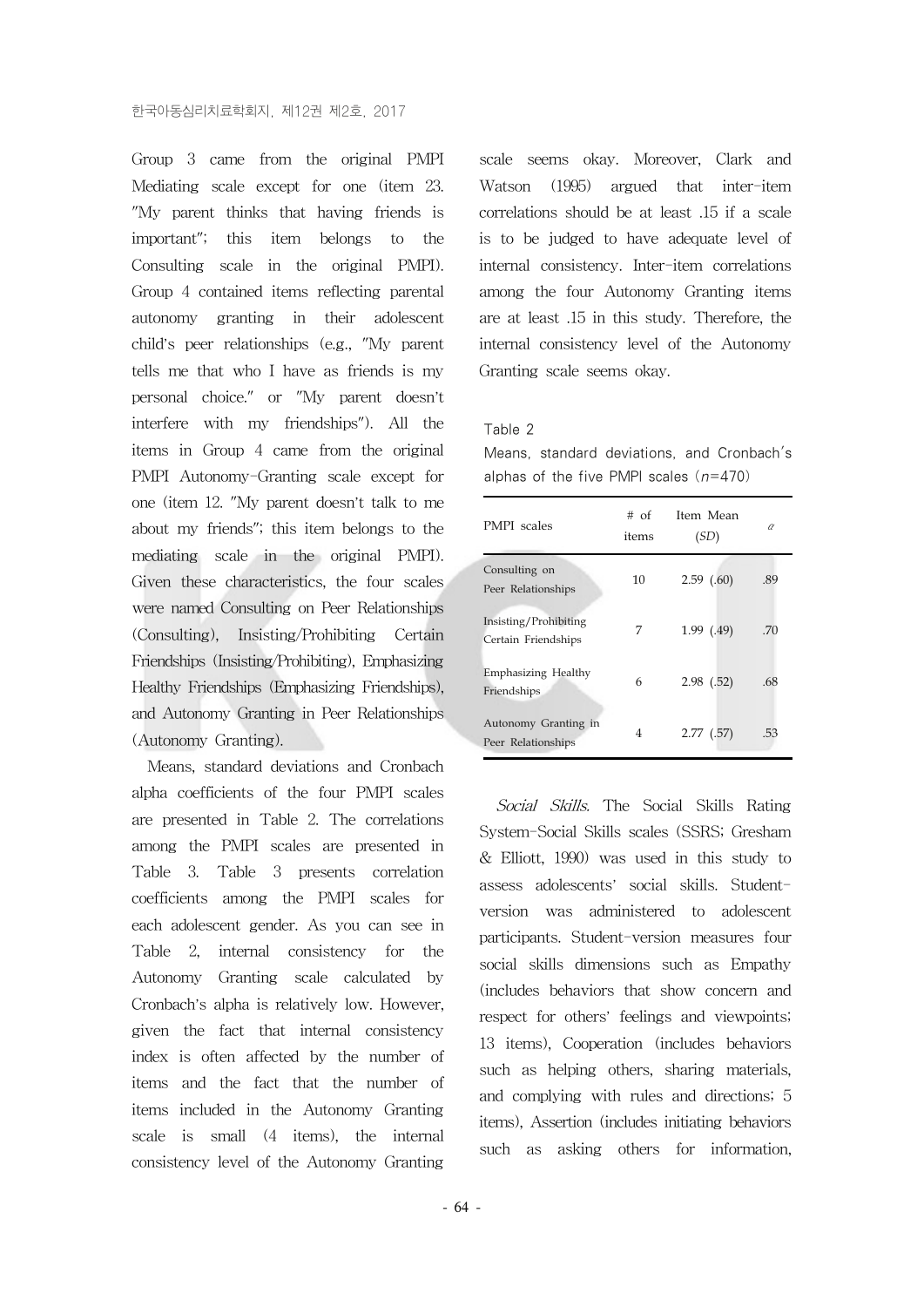Group 3 came from the original PMPI Mediating scale except for one (item 23. "My parent thinks that having friends is important"; this item belongs to the Consulting scale in the original PMPI). Group 4 contained items reflecting parental autonomy granting in their adolescent child's peer relationships (e.g., "My parent tells me that who I have as friends is my personal choice." or "My parent doesn't interfere with my friendships"). All the items in Group 4 came from the original PMPI Autonomy-Granting scale except for one (item 12. "My parent doesn't talk to me about my friends"; this item belongs to the mediating scale in the original PMPI). Given these characteristics, the four scales were named Consulting on Peer Relationships (Consulting), Insisting/Prohibiting Certain Friendships (Insisting/Prohibiting), Emphasizing Healthy Friendships (Emphasizing Friendships), and Autonomy Granting in Peer Relationships (Autonomy Granting).

Means, standard deviations and Cronbach alpha coefficients of the four PMPI scales are presented in Table 2. The correlations among the PMPI scales are presented in Table 3. Table 3 presents correlation coefficients among the PMPI scales for each adolescent gender. As you can see in Table 2, internal consistency for the Autonomy Granting scale calculated by Cronbach's alpha is relatively low. However, given the fact that internal consistency index is often affected by the number of items and the fact that the number of items included in the Autonomy Granting scale is small (4 items), the internal consistency level of the Autonomy Granting scale seems okay. Moreover, Clark and Watson (1995) argued that inter-item correlations should be at least .15 if a scale is to be judged to have adequate level of internal consistency. Inter-item correlations among the four Autonomy Granting items are at least .15 in this study. Therefore, the internal consistency level of the Autonomy Granting scale seems okay.

Table 2
Means, standard deviations, and Cronbach's alphas of the five PMPI scales ($n$=470)

| PMPI scales | # of items | Item Mean (*SD*) | $\alpha$ |
|---|---|---|---|
| Consulting on Peer Relationships | 10 | 2.59 (.60) | .89 |
| Insisting/Prohibiting Certain Friendships | 7 | 1.99 (.49) | .70 |
| Emphasizing Healthy Friendships | 6 | 2.98 (.52) | .68 |
| Autonomy Granting in Peer Relationships | 4 | 2.77 (.57) | .53 |

*Social Skills.* The Social Skills Rating System-Social Skills scales (SSRS; Gresham & Elliott, 1990) was used in this study to assess adolescents' social skills. Student-version was administered to adolescent participants. Student-version measures four social skills dimensions such as Empathy (includes behaviors that show concern and respect for others' feelings and viewpoints; 13 items), Cooperation (includes behaviors such as helping others, sharing materials, and complying with rules and directions; 5 items), Assertion (includes initiating behaviors such as asking others for information,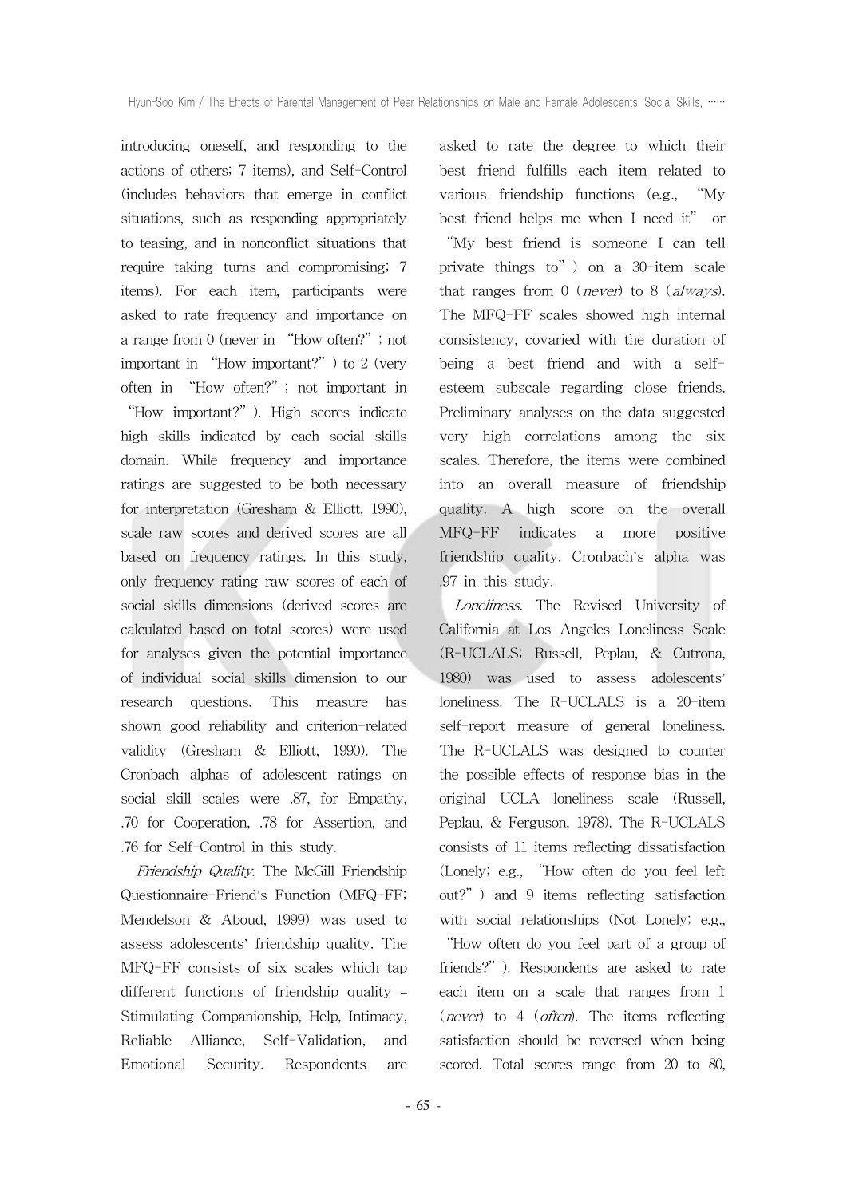introducing oneself, and responding to the actions of others; 7 items), and Self-Control (includes behaviors that emerge in conflict situations, such as responding appropriately to teasing, and in nonconflict situations that require taking turns and compromising; 7 items). For each item, participants were asked to rate frequency and importance on a range from 0 (never in "How often?"; not important in "How important?") to 2 (very often in "How often?"; not important in "How important?"). High scores indicate high skills indicated by each social skills domain. While frequency and importance ratings are suggested to be both necessary for interpretation (Gresham & Elliott, 1990), scale raw scores and derived scores are all based on frequency ratings. In this study, only frequency rating raw scores of each of social skills dimensions (derived scores are calculated based on total scores) were used for analyses given the potential importance of individual social skills dimension to our research questions. This measure has shown good reliability and criterion-related validity (Gresham & Elliott, 1990). The Cronbach alphas of adolescent ratings on social skill scales were .87, for Empathy, .70 for Cooperation, .78 for Assertion, and .76 for Self-Control in this study.

*Friendship Quality*. The McGill Friendship Questionnaire-Friend's Function (MFQ-FF; Mendelson & Aboud, 1999) was used to assess adolescents' friendship quality. The MFQ-FF consists of six scales which tap different functions of friendship quality – Stimulating Companionship, Help, Intimacy, Reliable Alliance, Self-Validation, and Emotional Security. Respondents are asked to rate the degree to which their best friend fulfills each item related to various friendship functions (e.g., "My best friend helps me when I need it" or "My best friend is someone I can tell private things to") on a 30-item scale that ranges from 0 (*never*) to 8 (*always*). The MFQ-FF scales showed high internal consistency, covaried with the duration of being a best friend and with a self-esteem subscale regarding close friends. Preliminary analyses on the data suggested very high correlations among the six scales. Therefore, the items were combined into an overall measure of friendship quality. A high score on the overall MFQ-FF indicates a more positive friendship quality. Cronbach's alpha was .97 in this study.

*Loneliness*. The Revised University of California at Los Angeles Loneliness Scale (R-UCLALS; Russell, Peplau, & Cutrona, 1980) was used to assess adolescents' loneliness. The R-UCLALS is a 20-item self-report measure of general loneliness. The R-UCLALS was designed to counter the possible effects of response bias in the original UCLA loneliness scale (Russell, Peplau, & Ferguson, 1978). The R-UCLALS consists of 11 items reflecting dissatisfaction (Lonely; e.g., "How often do you feel left out?") and 9 items reflecting satisfaction with social relationships (Not Lonely; e.g., "How often do you feel part of a group of friends?"). Respondents are asked to rate each item on a scale that ranges from 1 (*never*) to 4 (*often*). The items reflecting satisfaction should be reversed when being scored. Total scores range from 20 to 80,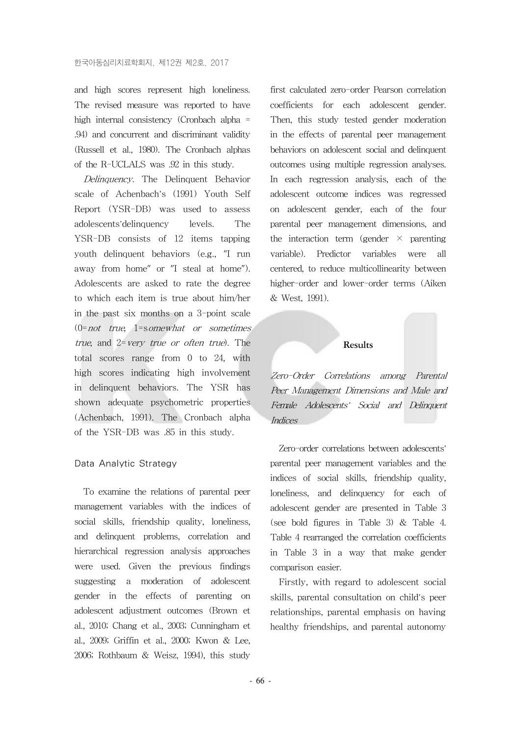and high scores represent high loneliness. The revised measure was reported to have high internal consistency (Cronbach alpha = .94) and concurrent and discriminant validity (Russell et al., 1980). The Cronbach alphas of the R-UCLALS was .92 in this study.

*Delinquency*. The Delinquent Behavior scale of Achenbach's (1991) Youth Self Report (YSR-DB) was used to assess adolescents'delinquency levels. The YSR-DB consists of 12 items tapping youth delinquent behaviors (e.g., "I run away from home" or "I steal at home"). Adolescents are asked to rate the degree to which each item is true about him/her in the past six months on a 3-point scale (0=*not true*, 1=s*omewhat or sometimes true*, and 2=*very true or often true*). The total scores range from 0 to 24, with high scores indicating high involvement in delinquent behaviors. The YSR has shown adequate psychometric properties (Achenbach, 1991). The Cronbach alpha of the YSR-DB was .85 in this study.

### Data Analytic Strategy

To examine the relations of parental peer management variables with the indices of social skills, friendship quality, loneliness, and delinquent problems, correlation and hierarchical regression analysis approaches were used. Given the previous findings suggesting a moderation of adolescent gender in the effects of parenting on adolescent adjustment outcomes (Brown et al., 2010; Chang et al., 2003; Cunningham et al., 2009; Griffin et al., 2000; Kwon & Lee, 2006; Rothbaum & Weisz, 1994), this study first calculated zero-order Pearson correlation coefficients for each adolescent gender. Then, this study tested gender moderation in the effects of parental peer management behaviors on adolescent social and delinquent outcomes using multiple regression analyses. In each regression analysis, each of the adolescent outcome indices was regressed on adolescent gender, each of the four parental peer management dimensions, and the interaction term (gender × parenting variable). Predictor variables were all centered, to reduce multicollinearity between higher-order and lower-order terms (Aiken & West, 1991).

## Results

### *Zero-Order Correlations among Parental Peer Management Dimensions and Male and Female Adolescents' Social and Delinquent Indices*

Zero-order correlations between adolescents' parental peer management variables and the indices of social skills, friendship quality, loneliness, and delinquency for each of adolescent gender are presented in Table 3 (see bold figures in Table 3) & Table 4. Table 4 rearranged the correlation coefficients in Table 3 in a way that make gender comparison easier.

Firstly, with regard to adolescent social skills, parental consultation on child's peer relationships, parental emphasis on having healthy friendships, and parental autonomy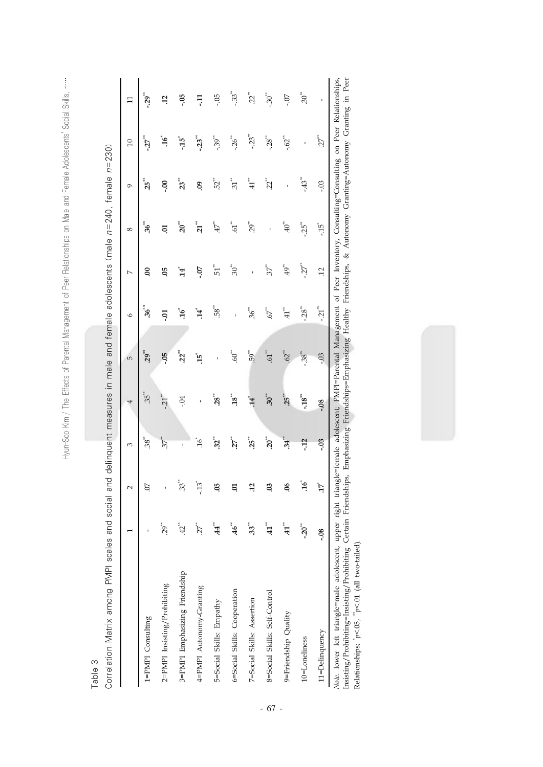Table 3

Correlation Matrix among PMPI scales and social and delinquent measures in male and female adolescents (male $n=240$, female $n=230$)

| | 1 | 2 | 3 | 4 | 5 | 6 | 7 | 8 | 9 | 10 | 11 |
|---|---|---|---|---|---|---|---|---|---|---|---|
| 1=PMPI Consulting | - | .07 | .38** | .35** | .29** | .36** | .00 | .36** | .25** | -.27** | -.29** |
| 2=PMPI Insisting/Prohibiting | .29** | - | .37** | -.21** | -.05 | -.01 | .05 | .01 | -.00 | .16* | .12 |
| 3=PMPI Emphasizing Friendship | .42** | .33** | - | -.04 | .22** | .16* | .14* | .20** | .23** | -.15* | -.05 |
| 4=PMPI Autonomy-Granting | .27** | -.13* | .16* | - | .15* | .14* | -.07 | .21** | .09 | -.23** | -.11 |
| 5=Social Skills: Empathy | .44** | .05 | .32** | .28** | - | .58** | .51** | .47** | .52** | -.39** | -.05 |
| 6=Social Skills: Cooperation | .46** | .01 | .27** | .18** | .60** | - | .30** | .61** | .31** | -.26** | -.33** |
| 7=Social Skills: Assertion | .33** | .12 | .25** | .14* | .59** | .36** | - | .29** | .41** | -.23** | .22** |
| 8=Social Skills: Self-Control | .41** | .03 | .20** | .30** | .61** | .67** | .37** | - | .22** | -.28** | -.30** |
| 9=Friendship Quality | .41** | .06 | .34** | .25** | .62** | .41** | .49** | .40** | - | -.62** | -.07 |
| 10=Loneliness | -.20** | .16* | -.12 | -.18** | -.38** | -.28** | -.27** | -.25** | -.43** | - | .30** |
| 11=Delinquency | -.08 | .17* | -.03 | -.08 | -.03 | .21** | .12 | -.15* | -.03 | .27** | - |

*Note.* lower left triangle=male adolescent, upper right triangle=female adolescent; PMPI=Parental Management of Peer Inventory, Consulting=Consulting on Peer Relationships, Insisting/Prohibiting=Insisting/Prohibiting Certain Friendships, Emphasizing Friendships=Emphasizing Healthy Friendships, & Autonomy Granting=Autonomy Granting in Peer Relationships; $^{*}p<.05$, $^{**}p<.01$ (all two-tailed).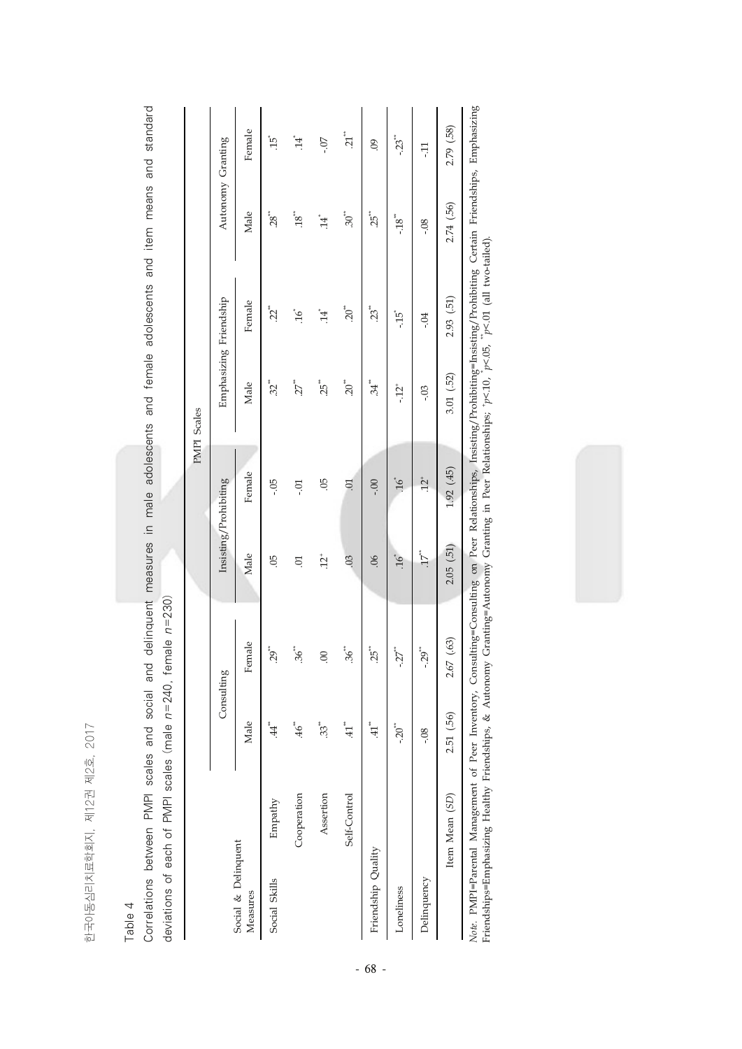Table 4

Correlations between PMPI scales and social and delinquent measures in male adolescents and female adolescents and item means and standard deviations of each of PMPI scales (male $n$=240, female $n$=230)

| Social & Delinquent Measures | | PMPI Scales | | | | | | | |
|---|---|---|---|---|---|---|---|---|---|
| | | Consulting | | Insisting/Prohibiting | | Emphasizing Friendship | | Autonomy Granting | |
| | | Male | Female | Male | Female | Male | Female | Male | Female |
| Social Skills | Empathy | .44** | .29** | .05 | -.05 | .32** | .22** | .28** | .15* |
| | Cooperation | .46** | .36** | .01 | -.01 | .27** | .16* | .18** | .14* |
| | Assertion | .33** | .00 | .12+ | .05 | .25** | .14* | .14* | -.07 |
| | Self-Control | .41** | .36** | .03 | .01 | .20** | .20** | .30** | .21** |
| Friendship Quality | | .41** | .25** | .06 | -.00 | .34** | .23** | .25** | .09 |
| Loneliness | | -.20** | -.27** | .16* | .16* | -.12+ | -.15* | -.18** | -.23** |
| Delinquency | | -.08 | -.29** | .17** | .12+ | -.03 | -.04 | -.08 | -.11 |
| Item Mean (*SD*) | | 2.51 (.56) | 2.67 (.63) | 2.05 (.51) | 1.92 (.45) | 3.01 (.52) | 2.93 (.51) | 2.74 (.56) | 2.79 (.58) |

*Note*. PMPI=Parental Management of Peer Inventory, Consulting=Consulting on Peer Relationships, Insisting/Prohibiting=Insisting/Prohibiting Certain Friendships, Emphasizing Friendships=Emphasizing Healthy Friendships, & Autonomy Granting=Autonomy Granting in Peer Relationships; +$p$<.10, *$p$<.05, **$p$<.01 (all two-tailed).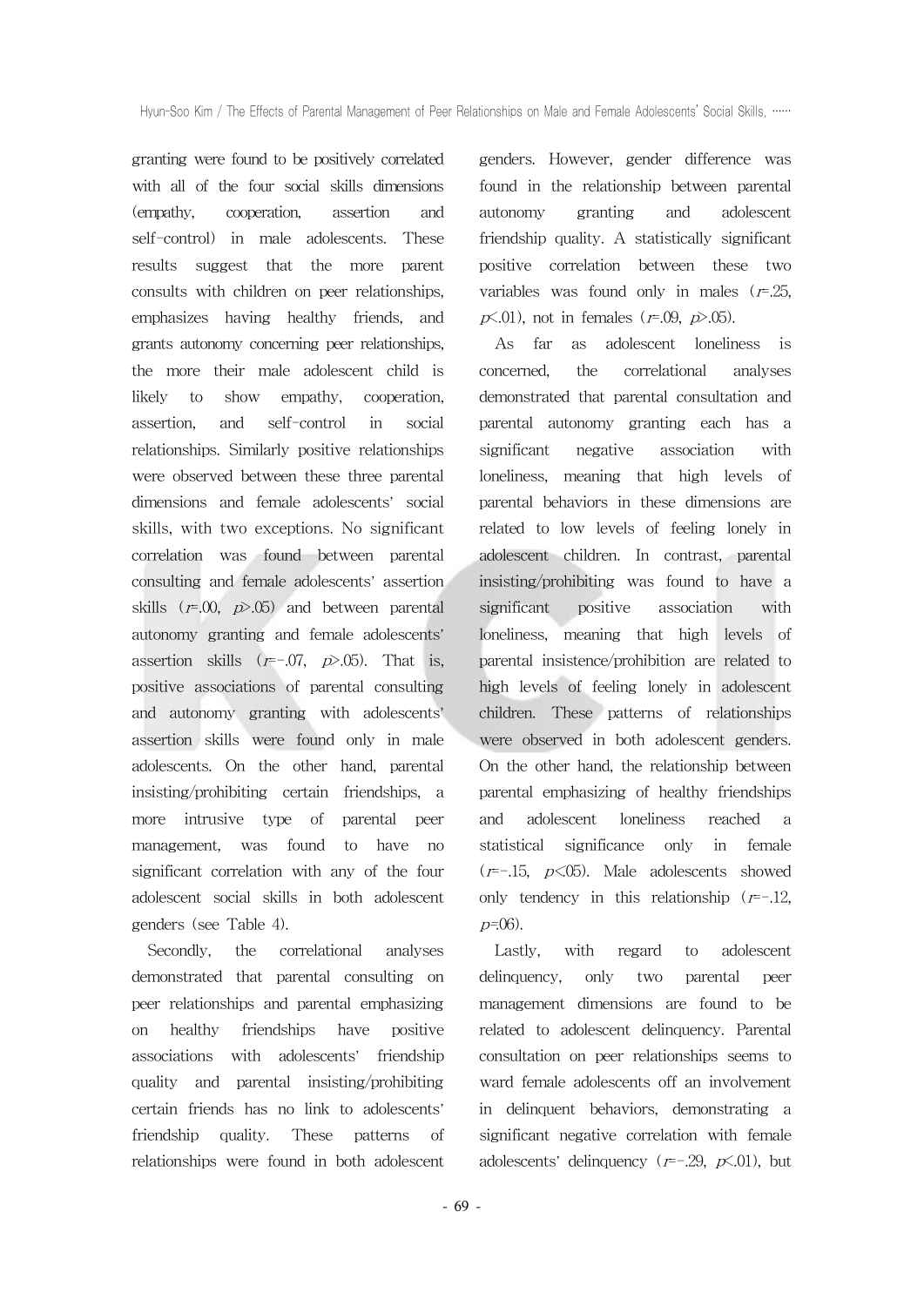granting were found to be positively correlated with all of the four social skills dimensions (empathy, cooperation, assertion and self-control) in male adolescents. These results suggest that the more parent consults with children on peer relationships, emphasizes having healthy friends, and grants autonomy concerning peer relationships, the more their male adolescent child is likely to show empathy, cooperation, assertion, and self-control in social relationships. Similarly positive relationships were observed between these three parental dimensions and female adolescents' social skills, with two exceptions. No significant correlation was found between parental consulting and female adolescents' assertion skills ($r$=.00, $p$>.05) and between parental autonomy granting and female adolescents' assertion skills ($r$=-.07, $p$>.05). That is, positive associations of parental consulting and autonomy granting with adolescents' assertion skills were found only in male adolescents. On the other hand, parental insisting/prohibiting certain friendships, a more intrusive type of parental peer management, was found to have no significant correlation with any of the four adolescent social skills in both adolescent genders (see Table 4).

Secondly, the correlational analyses demonstrated that parental consulting on peer relationships and parental emphasizing on healthy friendships have positive associations with adolescents' friendship quality and parental insisting/prohibiting certain friends has no link to adolescents' friendship quality. These patterns of relationships were found in both adolescent genders. However, gender difference was found in the relationship between parental autonomy granting and adolescent friendship quality. A statistically significant positive correlation between these two variables was found only in males ($r$=.25, $p$<.01), not in females ($r$=.09, $p$>.05).

As far as adolescent loneliness is concerned, the correlational analyses demonstrated that parental consultation and parental autonomy granting each has a significant negative association with loneliness, meaning that high levels of parental behaviors in these dimensions are related to low levels of feeling lonely in adolescent children. In contrast, parental insisting/prohibiting was found to have a significant positive association with loneliness, meaning that high levels of parental insistence/prohibition are related to high levels of feeling lonely in adolescent children. These patterns of relationships were observed in both adolescent genders. On the other hand, the relationship between parental emphasizing of healthy friendships and adolescent loneliness reached a statistical significance only in female ($r$=-.15, $p$<.05). Male adolescents showed only tendency in this relationship ($r$=-.12, $p$=.06).

Lastly, with regard to adolescent delinquency, only two parental peer management dimensions are found to be related to adolescent delinquency. Parental consultation on peer relationships seems to ward female adolescents off an involvement in delinquent behaviors, demonstrating a significant negative correlation with female adolescents' delinquency ($r$=-.29, $p$<.01), but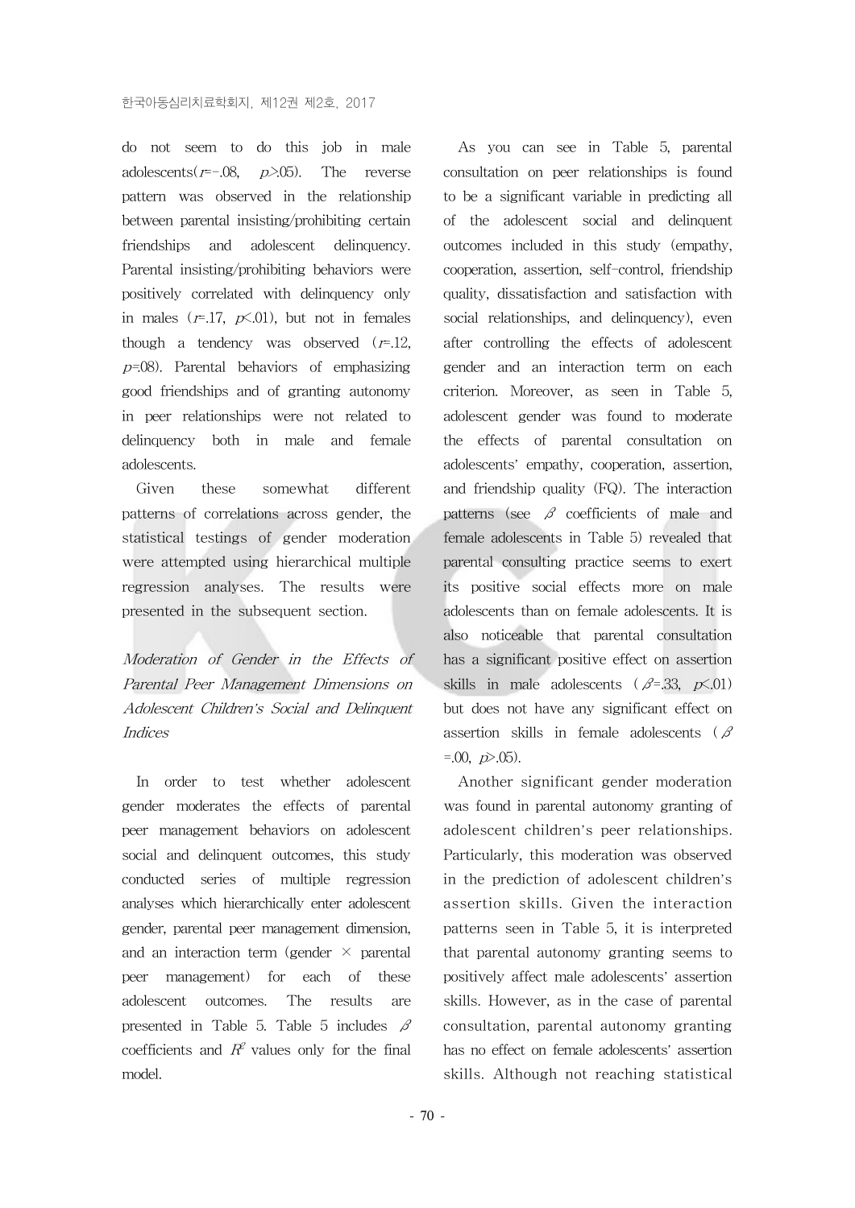do not seem to do this job in male adolescents($r$=-.08, $p$>.05). The reverse pattern was observed in the relationship between parental insisting/prohibiting certain friendships and adolescent delinquency. Parental insisting/prohibiting behaviors were positively correlated with delinquency only in males ($r$=.17, $p$<.01), but not in females though a tendency was observed ($r$=.12, $p$=.08). Parental behaviors of emphasizing good friendships and of granting autonomy in peer relationships were not related to delinquency both in male and female adolescents.

Given these somewhat different patterns of correlations across gender, the statistical testings of gender moderation were attempted using hierarchical multiple regression analyses. The results were presented in the subsequent section.

*Moderation of Gender in the Effects of Parental Peer Management Dimensions on Adolescent Children's Social and Delinquent Indices*

In order to test whether adolescent gender moderates the effects of parental peer management behaviors on adolescent social and delinquent outcomes, this study conducted series of multiple regression analyses which hierarchically enter adolescent gender, parental peer management dimension, and an interaction term (gender × parental peer management) for each of these adolescent outcomes. The results are presented in Table 5. Table 5 includes $\beta$ coefficients and $R^2$ values only for the final model.

As you can see in Table 5, parental consultation on peer relationships is found to be a significant variable in predicting all of the adolescent social and delinquent outcomes included in this study (empathy, cooperation, assertion, self-control, friendship quality, dissatisfaction and satisfaction with social relationships, and delinquency), even after controlling the effects of adolescent gender and an interaction term on each criterion. Moreover, as seen in Table 5, adolescent gender was found to moderate the effects of parental consultation on adolescents' empathy, cooperation, assertion, and friendship quality (FQ). The interaction patterns (see $\beta$ coefficients of male and female adolescents in Table 5) revealed that parental consulting practice seems to exert its positive social effects more on male adolescents than on female adolescents. It is also noticeable that parental consultation has a significant positive effect on assertion skills in male adolescents ($\beta$=.33, $p$<.01) but does not have any significant effect on assertion skills in female adolescents ($\beta$=.00, $p$>.05).

Another significant gender moderation was found in parental autonomy granting of adolescent children's peer relationships. Particularly, this moderation was observed in the prediction of adolescent children's assertion skills. Given the interaction patterns seen in Table 5, it is interpreted that parental autonomy granting seems to positively affect male adolescents' assertion skills. However, as in the case of parental consultation, parental autonomy granting has no effect on female adolescents' assertion skills. Although not reaching statistical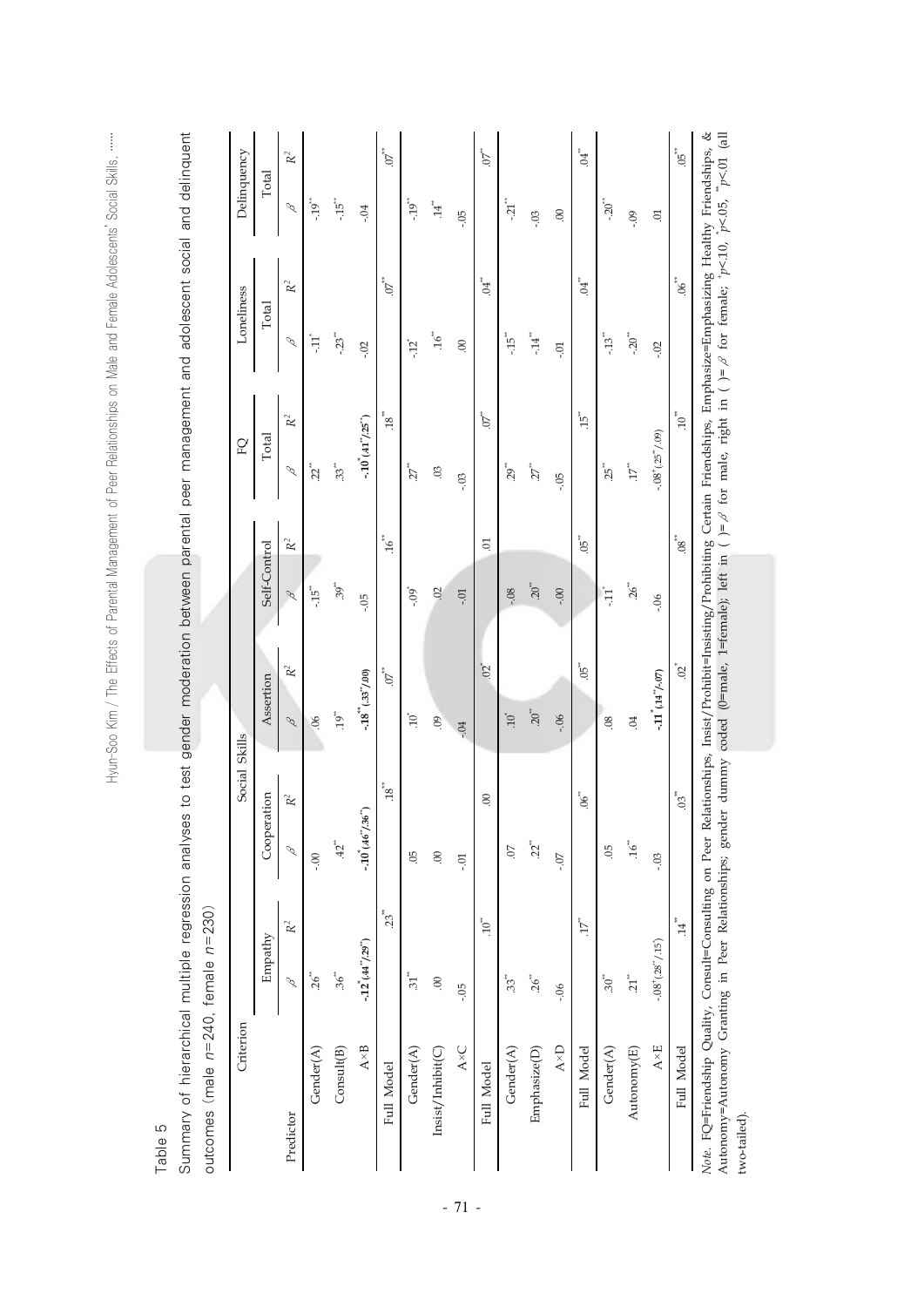Table 5

Summary of hierarchical multiple regression analyses to test gender moderation between parental peer management and adolescent social and delinquent outcomes (male $n$=240, female $n$=230)

| Criterion | Social Skills | | | | | | | | FQ | | Loneliness | | Delinquency | |
|---|---|---|---|---|---|---|---|---|---|---|---|---|---|---|
| | Empathy | | Cooperation | | Assertion | | Self-Control | | Total | | Total | | Total | |
| Predictor | $\beta$ | $R^2$ | $\beta$ | $R^2$ | $\beta$ | $R^2$ | $\beta$ | $R^2$ | $\beta$ | $R^2$ | $\beta$ | $R^2$ | $\beta$ | $R^2$ |
| Gender(A) | .26** | | -.00 | | .06 | | -.15** | | .22** | | -.11* | | -.19** | |
| Consult(B) | .36** | | .42** | | .19** | | .39** | | .33** | | -.23** | | -.15** | |
| A×B | -.12*(.44**/.29**) | | -.10*(.46**/.36**) | | -.18**(.33**/.00) | | -.05 | | -.10*(.41**/.25**) | | -.02 | | -.04 | |
| Full Model | | .23** | | .18** | | .07** | | .16** | | .18** | | .07** | | .07** |
| Gender(A) | .31** | | .05 | | .10* | | -.09* | | .27** | | -.12* | | -.19** | |
| Insist/Inhibit(C) | .00 | | .00 | | .09 | | .02 | | .03 | | .16** | | .14** | |
| A×C | -.05 | | -.01 | | -.04 | | -.01 | | -.03 | | .00 | | -.05 | |
| Full Model | | .10** | | .00 | | .02* | | .01 | | .07** | | .04** | | .07** |
| Gender(A) | .33** | | .07 | | .10* | | -.08 | | .29** | | -.15** | | -.21** | |
| Emphasize(D) | .26** | | .22** | | .20** | | .20** | | .27** | | -.14** | | -.03 | |
| A×D | -.06 | | -.07 | | -.06 | | -.00 | | -.05 | | -.01 | | .00 | |
| Full Model | | .17** | | .06** | | .05** | | .05** | | .15** | | .04** | | .04** |
| Gender(A) | .30** | | .05 | | .08 | | -.11* | | .25** | | -.13** | | -.20** | |
| Autonomy(E) | .21** | | .16** | | .04 | | .26** | | .17** | | -.20** | | -.09 | |
| A×E | -.08+(.28**/.15*) | | -.03 | | -.11*(.14**/-.07) | | -.06 | | -.08+(.25**/.09) | | -.02 | | .01 | |
| Full Model | | .14** | | .03** | | .02* | | .08** | | .10** | | .06** | | .05** |

*Note.* FQ=Friendship Quality, Consult=Consulting on Peer Relationships, Insist/Prohibit=Insisting/Prohibiting Certain Friendships, Emphasize=Emphasizing Healthy Friendships, & Autonomy=Autonomy Granting in Peer Relationships; gender dummy coded (0=male, 1=female); left in ( )=$\beta$ for male, right in ( )=$\beta$ for female; $^{+}p$<.10, $^{*}p$<.05, $^{**}p$<.01 (all two-tailed).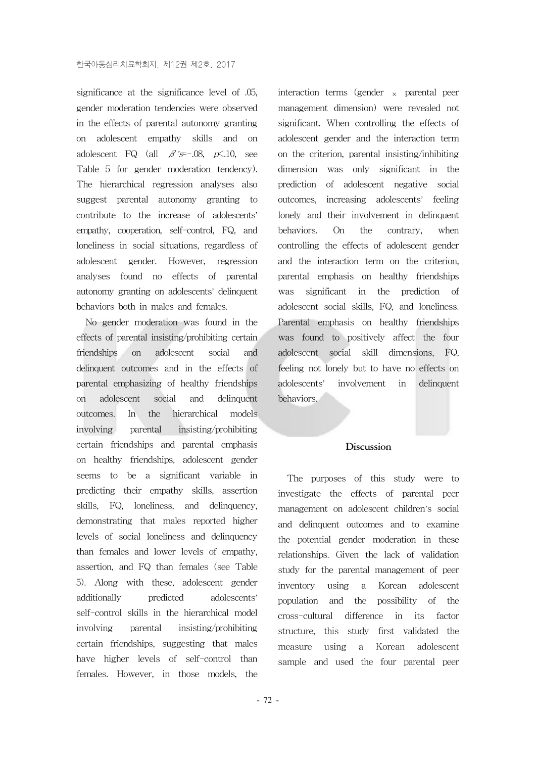significance at the significance level of .05, gender moderation tendencies were observed in the effects of parental autonomy granting on adolescent empathy skills and on adolescent FQ (all $\beta$'s=-.08, $p$<.10, see Table 5 for gender moderation tendency). The hierarchical regression analyses also suggest parental autonomy granting to contribute to the increase of adolescents' empathy, cooperation, self-control, FQ, and loneliness in social situations, regardless of adolescent gender. However, regression analyses found no effects of parental autonomy granting on adolescents' delinquent behaviors both in males and females.

No gender moderation was found in the effects of parental insisting/prohibiting certain friendships on adolescent social and delinquent outcomes and in the effects of parental emphasizing of healthy friendships on adolescent social and delinquent outcomes. In the hierarchical models involving parental insisting/prohibiting certain friendships and parental emphasis on healthy friendships, adolescent gender seems to be a significant variable in predicting their empathy skills, assertion skills, FQ, loneliness, and delinquency, demonstrating that males reported higher levels of social loneliness and delinquency than females and lower levels of empathy, assertion, and FQ than females (see Table 5). Along with these, adolescent gender additionally predicted adolescents' self-control skills in the hierarchical model involving parental insisting/prohibiting certain friendships, suggesting that males have higher levels of self-control than females. However, in those models, the interaction terms (gender × parental peer management dimension) were revealed not significant. When controlling the effects of adolescent gender and the interaction term on the criterion, parental insisting/inhibiting dimension was only significant in the prediction of adolescent negative social outcomes, increasing adolescents' feeling lonely and their involvement in delinquent behaviors. On the contrary, when controlling the effects of adolescent gender and the interaction term on the criterion, parental emphasis on healthy friendships was significant in the prediction of adolescent social skills, FQ, and loneliness. Parental emphasis on healthy friendships was found to positively affect the four adolescent social skill dimensions, FQ, feeling not lonely but to have no effects on adolescents' involvement in delinquent behaviors.

## Discussion

The purposes of this study were to investigate the effects of parental peer management on adolescent children's social and delinquent outcomes and to examine the potential gender moderation in these relationships. Given the lack of validation study for the parental management of peer inventory using a Korean adolescent population and the possibility of the cross-cultural difference in its factor structure, this study first validated the measure using a Korean adolescent sample and used the four parental peer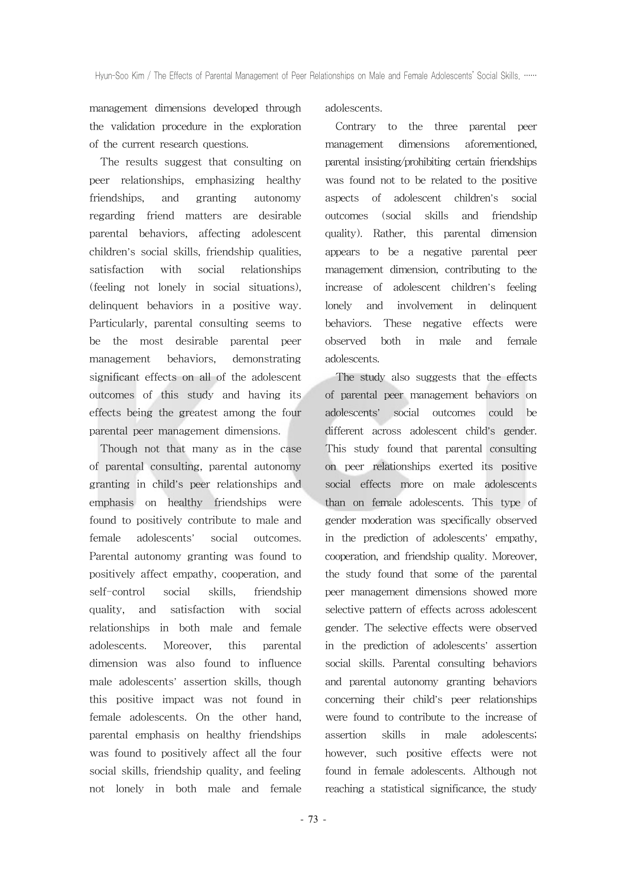management dimensions developed through the validation procedure in the exploration of the current research questions.

The results suggest that consulting on peer relationships, emphasizing healthy friendships, and granting autonomy regarding friend matters are desirable parental behaviors, affecting adolescent children's social skills, friendship qualities, satisfaction with social relationships (feeling not lonely in social situations), delinquent behaviors in a positive way. Particularly, parental consulting seems to be the most desirable parental peer management behaviors, demonstrating significant effects on all of the adolescent outcomes of this study and having its effects being the greatest among the four parental peer management dimensions.

Though not that many as in the case of parental consulting, parental autonomy granting in child's peer relationships and emphasis on healthy friendships were found to positively contribute to male and female adolescents' social outcomes. Parental autonomy granting was found to positively affect empathy, cooperation, and self-control social skills, friendship quality, and satisfaction with social relationships in both male and female adolescents. Moreover, this parental dimension was also found to influence male adolescents' assertion skills, though this positive impact was not found in female adolescents. On the other hand, parental emphasis on healthy friendships was found to positively affect all the four social skills, friendship quality, and feeling not lonely in both male and female adolescents.

Contrary to the three parental peer management dimensions aforementioned, parental insisting/prohibiting certain friendships was found not to be related to the positive aspects of adolescent children's social outcomes (social skills and friendship quality). Rather, this parental dimension appears to be a negative parental peer management dimension, contributing to the increase of adolescent children's feeling lonely and involvement in delinquent behaviors. These negative effects were observed both in male and female adolescents.

The study also suggests that the effects of parental peer management behaviors on adolescents' social outcomes could be different across adolescent child's gender. This study found that parental consulting on peer relationships exerted its positive social effects more on male adolescents than on female adolescents. This type of gender moderation was specifically observed in the prediction of adolescents' empathy, cooperation, and friendship quality. Moreover, the study found that some of the parental peer management dimensions showed more selective pattern of effects across adolescent gender. The selective effects were observed in the prediction of adolescents' assertion social skills. Parental consulting behaviors and parental autonomy granting behaviors concerning their child's peer relationships were found to contribute to the increase of assertion skills in male adolescents; however, such positive effects were not found in female adolescents. Although not reaching a statistical significance, the study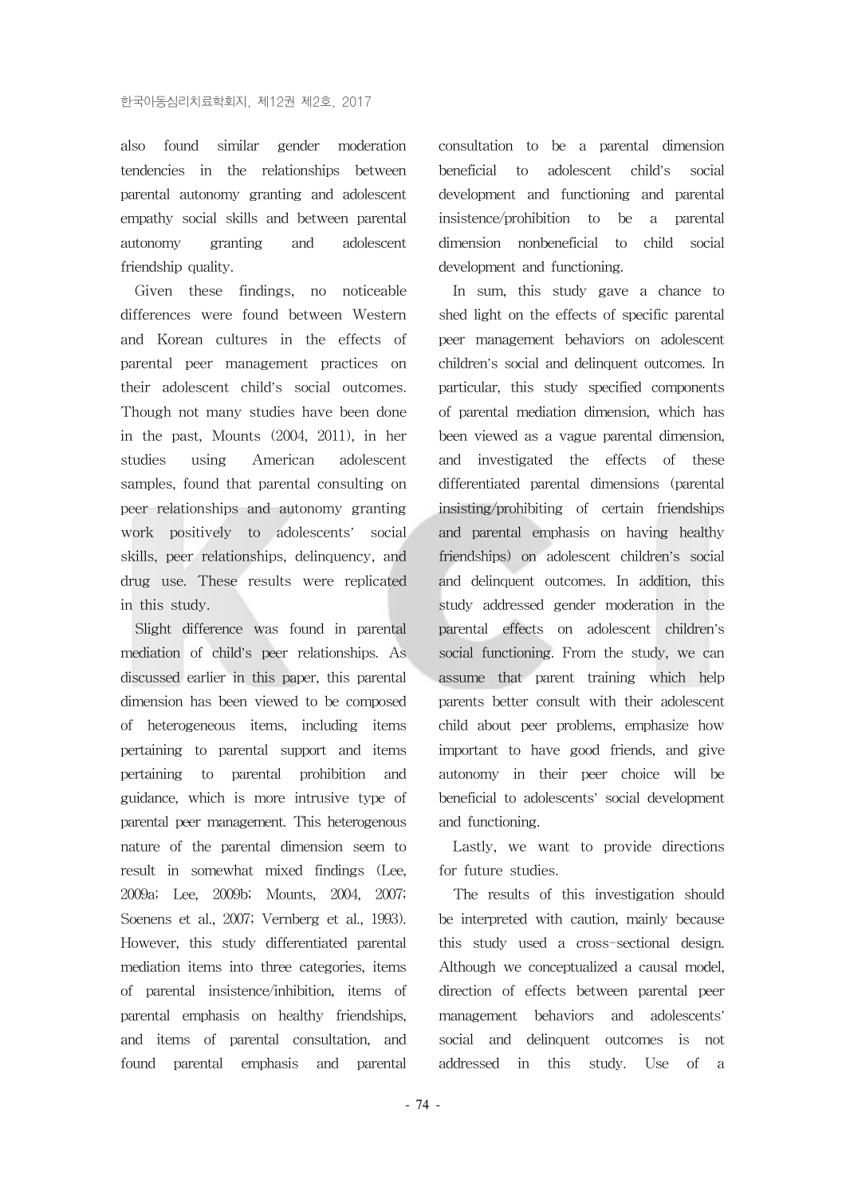also found similar gender moderation tendencies in the relationships between parental autonomy granting and adolescent empathy social skills and between parental autonomy granting and adolescent friendship quality.

Given these findings, no noticeable differences were found between Western and Korean cultures in the effects of parental peer management practices on their adolescent child's social outcomes. Though not many studies have been done in the past, Mounts (2004, 2011), in her studies using American adolescent samples, found that parental consulting on peer relationships and autonomy granting work positively to adolescents' social skills, peer relationships, delinquency, and drug use. These results were replicated in this study.

Slight difference was found in parental mediation of child's peer relationships. As discussed earlier in this paper, this parental dimension has been viewed to be composed of heterogeneous items, including items pertaining to parental support and items pertaining to parental prohibition and guidance, which is more intrusive type of parental peer management. This heterogenous nature of the parental dimension seem to result in somewhat mixed findings (Lee, 2009a; Lee, 2009b; Mounts, 2004, 2007; Soenens et al., 2007; Vernberg et al., 1993). However, this study differentiated parental mediation items into three categories, items of parental insistence/inhibition, items of parental emphasis on healthy friendships, and items of parental consultation, and found parental emphasis and parental consultation to be a parental dimension beneficial to adolescent child's social development and functioning and parental insistence/prohibition to be a parental dimension nonbeneficial to child social development and functioning.

In sum, this study gave a chance to shed light on the effects of specific parental peer management behaviors on adolescent children's social and delinquent outcomes. In particular, this study specified components of parental mediation dimension, which has been viewed as a vague parental dimension, and investigated the effects of these differentiated parental dimensions (parental insisting/prohibiting of certain friendships and parental emphasis on having healthy friendships) on adolescent children's social and delinquent outcomes. In addition, this study addressed gender moderation in the parental effects on adolescent children's social functioning. From the study, we can assume that parent training which help parents better consult with their adolescent child about peer problems, emphasize how important to have good friends, and give autonomy in their peer choice will be beneficial to adolescents' social development and functioning.

Lastly, we want to provide directions for future studies.

The results of this investigation should be interpreted with caution, mainly because this study used a cross-sectional design. Although we conceptualized a causal model, direction of effects between parental peer management behaviors and adolescents' social and delinquent outcomes is not addressed in this study. Use of a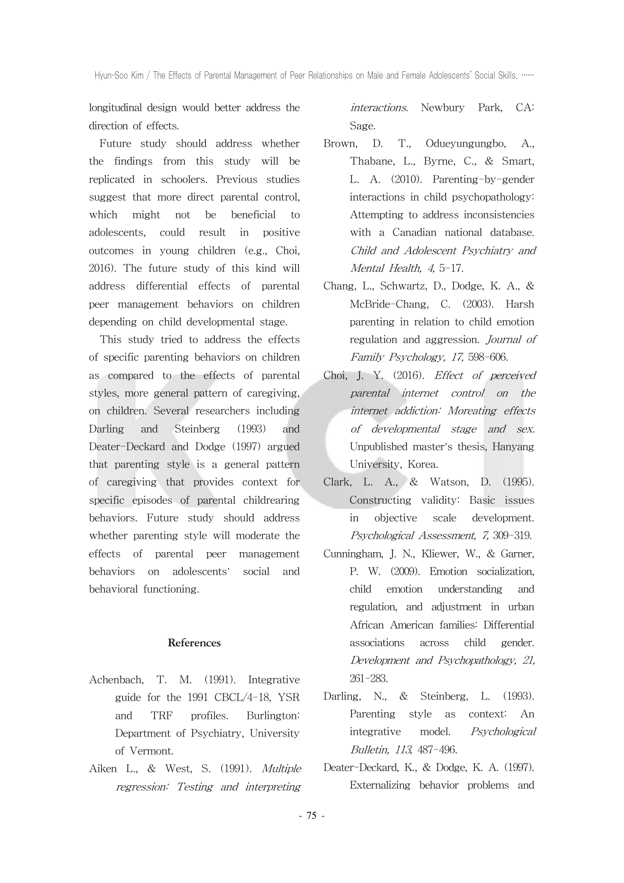longitudinal design would better address the direction of effects.

Future study should address whether the findings from this study will be replicated in schoolers. Previous studies suggest that more direct parental control, which might not be beneficial to adolescents, could result in positive outcomes in young children (e.g., Choi, 2016). The future study of this kind will address differential effects of parental peer management behaviors on children depending on child developmental stage.

This study tried to address the effects of specific parenting behaviors on children as compared to the effects of parental styles, more general pattern of caregiving, on children. Several researchers including Darling and Steinberg (1993) and Deater-Deckard and Dodge (1997) argued that parenting style is a general pattern of caregiving that provides context for specific episodes of parental childrearing behaviors. Future study should address whether parenting style will moderate the effects of parental peer management behaviors on adolescents' social and behavioral functioning.

## References

Achenbach, T. M. (1991). Integrative guide for the 1991 CBCL/4-18, YSR and TRF profiles. Burlington: Department of Psychiatry, University of Vermont.

Aiken L., & West, S. (1991). *Multiple regression: Testing and interpreting interactions.* Newbury Park, CA: Sage.

Brown, D. T., Odueyungungbo, A., Thabane, L., Byrne, C., & Smart, L. A. (2010). Parenting-by-gender interactions in child psychopathology: Attempting to address inconsistencies with a Canadian national database. *Child and Adolescent Psychiatry and Mental Health, 4,* 5-17.

Chang, L., Schwartz, D., Dodge, K. A., & McBride-Chang, C. (2003). Harsh parenting in relation to child emotion regulation and aggression. *Journal of Family Psychology, 17,* 598-606.

Choi, J. Y. (2016). *Effect of perceived parental internet control on the internet addiction: Moreating effects of developmental stage and sex.* Unpublished master's thesis, Hanyang University, Korea.

Clark, L. A., & Watson, D. (1995). Constructing validity: Basic issues in objective scale development. *Psychological Assessment, 7,* 309-319.

Cunningham, J. N., Kliewer, W., & Garner, P. W. (2009). Emotion socialization, child emotion understanding and regulation, and adjustment in urban African American families: Differential associations across child gender. *Development and Psychopathology, 21,* 261-283.

Darling, N., & Steinberg, L. (1993). Parenting style as context: An integrative model. *Psychological Bulletin, 113,* 487-496.

Deater-Deckard, K., & Dodge, K. A. (1997). Externalizing behavior problems and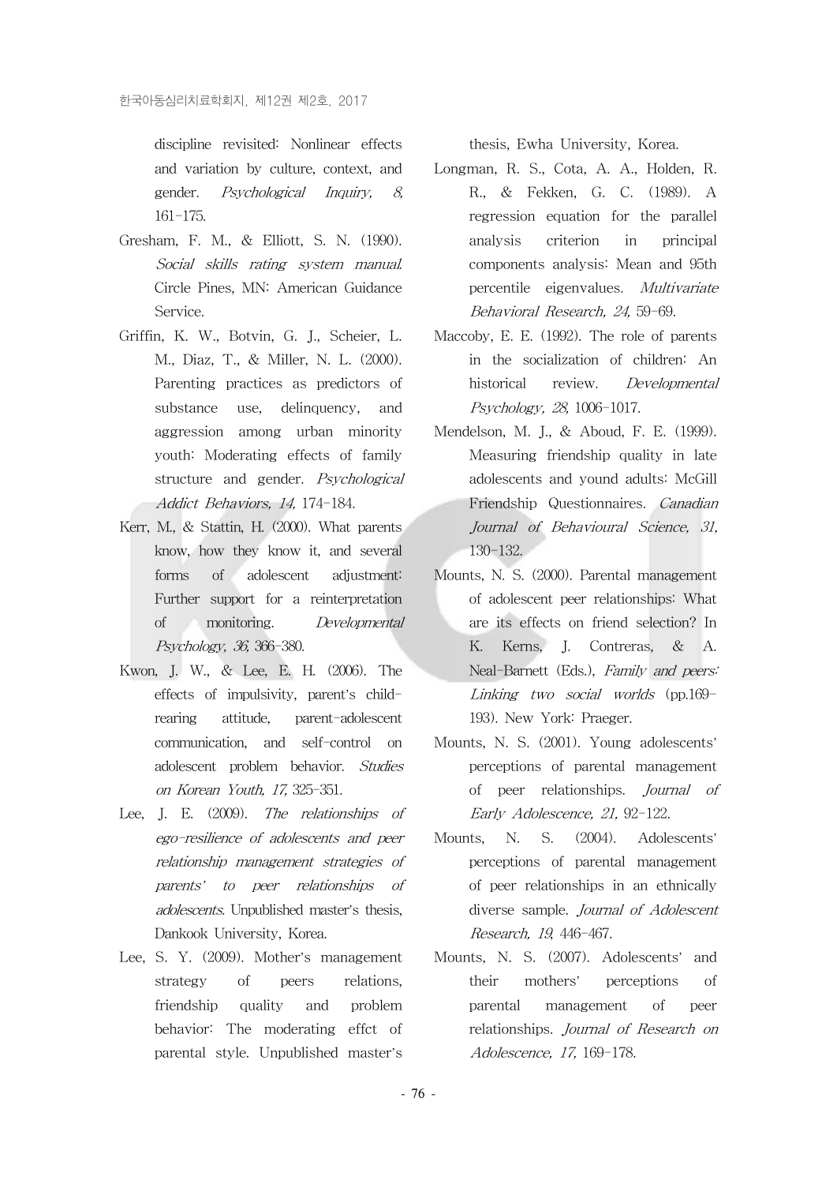discipline revisited: Nonlinear effects and variation by culture, context, and gender. *Psychological Inquiry, 8,* 161-175.

Gresham, F. M., & Elliott, S. N. (1990). *Social skills rating system manual.* Circle Pines, MN: American Guidance Service.

Griffin, K. W., Botvin, G. J., Scheier, L. M., Diaz, T., & Miller, N. L. (2000). Parenting practices as predictors of substance use, delinquency, and aggression among urban minority youth: Moderating effects of family structure and gender. *Psychological Addict Behaviors, 14,* 174-184.

Kerr, M., & Stattin, H. (2000). What parents know, how they know it, and several forms of adolescent adjustment: Further support for a reinterpretation of monitoring. *Developmental Psychology, 36,* 366-380.

Kwon, J. W., & Lee, E. H. (2006). The effects of impulsivity, parent's child-rearing attitude, parent-adolescent communication, and self-control on adolescent problem behavior. *Studies on Korean Youth, 17,* 325-351.

Lee, J. E. (2009). *The relationships of ego-resilience of adolescents and peer relationship management strategies of parents' to peer relationships of adolescents.* Unpublished master's thesis, Dankook University, Korea.

Lee, S. Y. (2009). Mother's management strategy of peers relations, friendship quality and problem behavior: The moderating effct of parental style. Unpublished master's thesis, Ewha University, Korea.

Longman, R. S., Cota, A. A., Holden, R. R., & Fekken, G. C. (1989). A regression equation for the parallel analysis criterion in principal components analysis: Mean and 95th percentile eigenvalues. *Multivariate Behavioral Research, 24,* 59-69.

Maccoby, E. E. (1992). The role of parents in the socialization of children: An historical review. *Developmental Psychology, 28,* 1006-1017.

Mendelson, M. J., & Aboud, F. E. (1999). Measuring friendship quality in late adolescents and yound adults: McGill Friendship Questionnaires. *Canadian Journal of Behavioural Science, 31,* 130-132.

Mounts, N. S. (2000). Parental management of adolescent peer relationships: What are its effects on friend selection? In K. Kerns, J. Contreras, & A. Neal-Barnett (Eds.), *Family and peers: Linking two social worlds* (pp.169-193). New York: Praeger.

Mounts, N. S. (2001). Young adolescents' perceptions of parental management of peer relationships. *Journal of Early Adolescence, 21,* 92-122.

Mounts, N. S. (2004). Adolescents' perceptions of parental management of peer relationships in an ethnically diverse sample. *Journal of Adolescent Research, 19,* 446-467.

Mounts, N. S. (2007). Adolescents' and their mothers' perceptions of parental management of peer relationships. *Journal of Research on Adolescence, 17,* 169-178.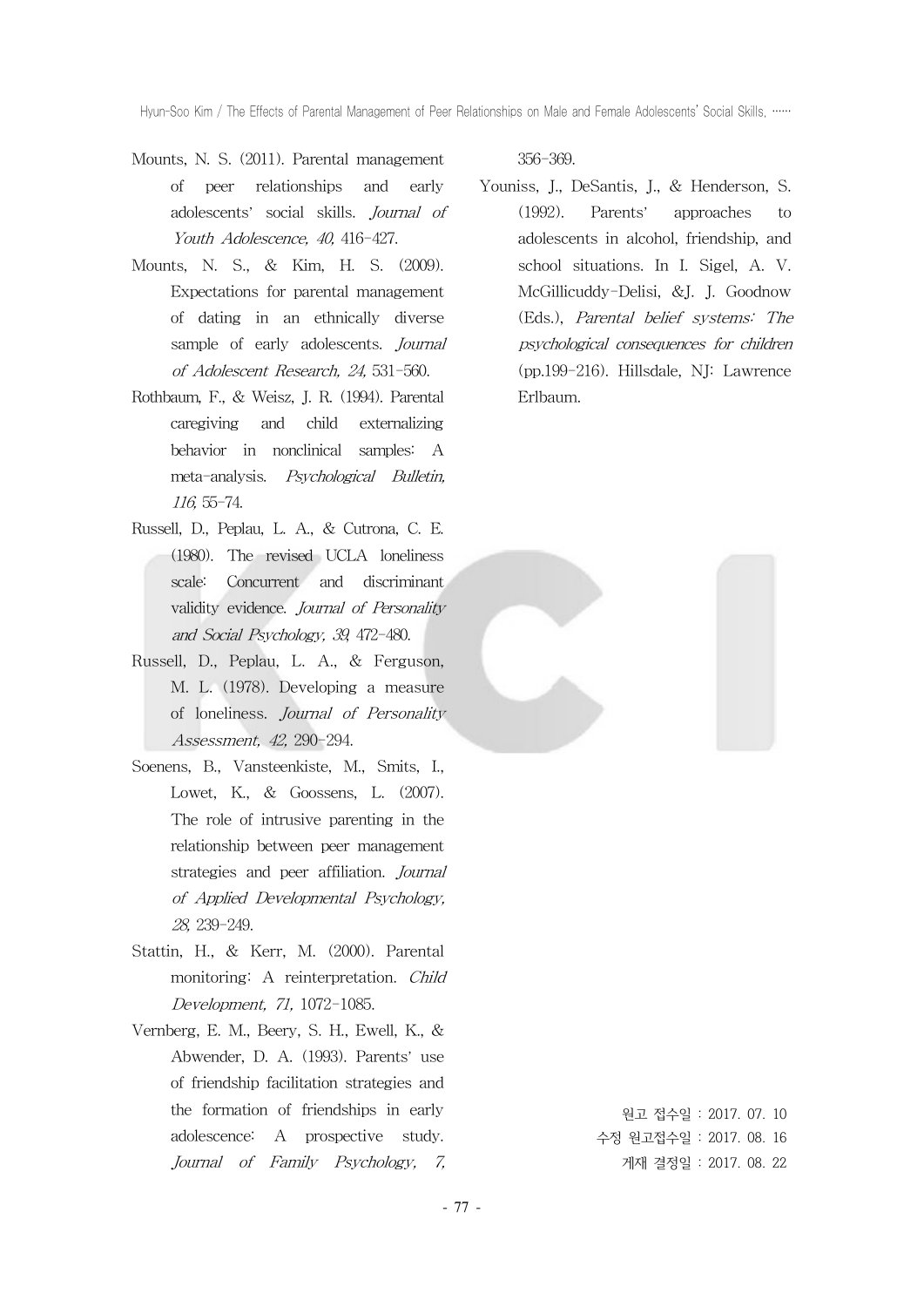Mounts, N. S. (2011). Parental management of peer relationships and early adolescents' social skills. *Journal of Youth Adolescence, 40,* 416-427.

Mounts, N. S., & Kim, H. S. (2009). Expectations for parental management of dating in an ethnically diverse sample of early adolescents. *Journal of Adolescent Research, 24,* 531-560.

Rothbaum, F., & Weisz, J. R. (1994). Parental caregiving and child externalizing behavior in nonclinical samples: A meta-analysis. *Psychological Bulletin, 116,* 55-74.

Russell, D., Peplau, L. A., & Cutrona, C. E. (1980). The revised UCLA loneliness scale: Concurrent and discriminant validity evidence. *Journal of Personality and Social Psychology, 39,* 472-480.

Russell, D., Peplau, L. A., & Ferguson, M. L. (1978). Developing a measure of loneliness. *Journal of Personality Assessment, 42,* 290-294.

Soenens, B., Vansteenkiste, M., Smits, I., Lowet, K., & Goossens, L. (2007). The role of intrusive parenting in the relationship between peer management strategies and peer affiliation. *Journal of Applied Developmental Psychology, 28,* 239-249.

Stattin, H., & Kerr, M. (2000). Parental monitoring: A reinterpretation. *Child Development, 71,* 1072-1085.

Vernberg, E. M., Beery, S. H., Ewell, K., & Abwender, D. A. (1993). Parents' use of friendship facilitation strategies and the formation of friendships in early adolescence: A prospective study. *Journal of Family Psychology, 7,* 356-369.

Youniss, J., DeSantis, J., & Henderson, S. (1992). Parents' approaches to adolescents in alcohol, friendship, and school situations. In I. Sigel, A. V. McGillicuddy-Delisi, &J. J. Goodnow (Eds.), *Parental belief systems: The psychological consequences for children* (pp.199-216). Hillsdale, NJ: Lawrence Erlbaum.

원고 접수일 : 2017. 07. 10
수정 원고접수일 : 2017. 08. 16
게재 결정일 : 2017. 08. 22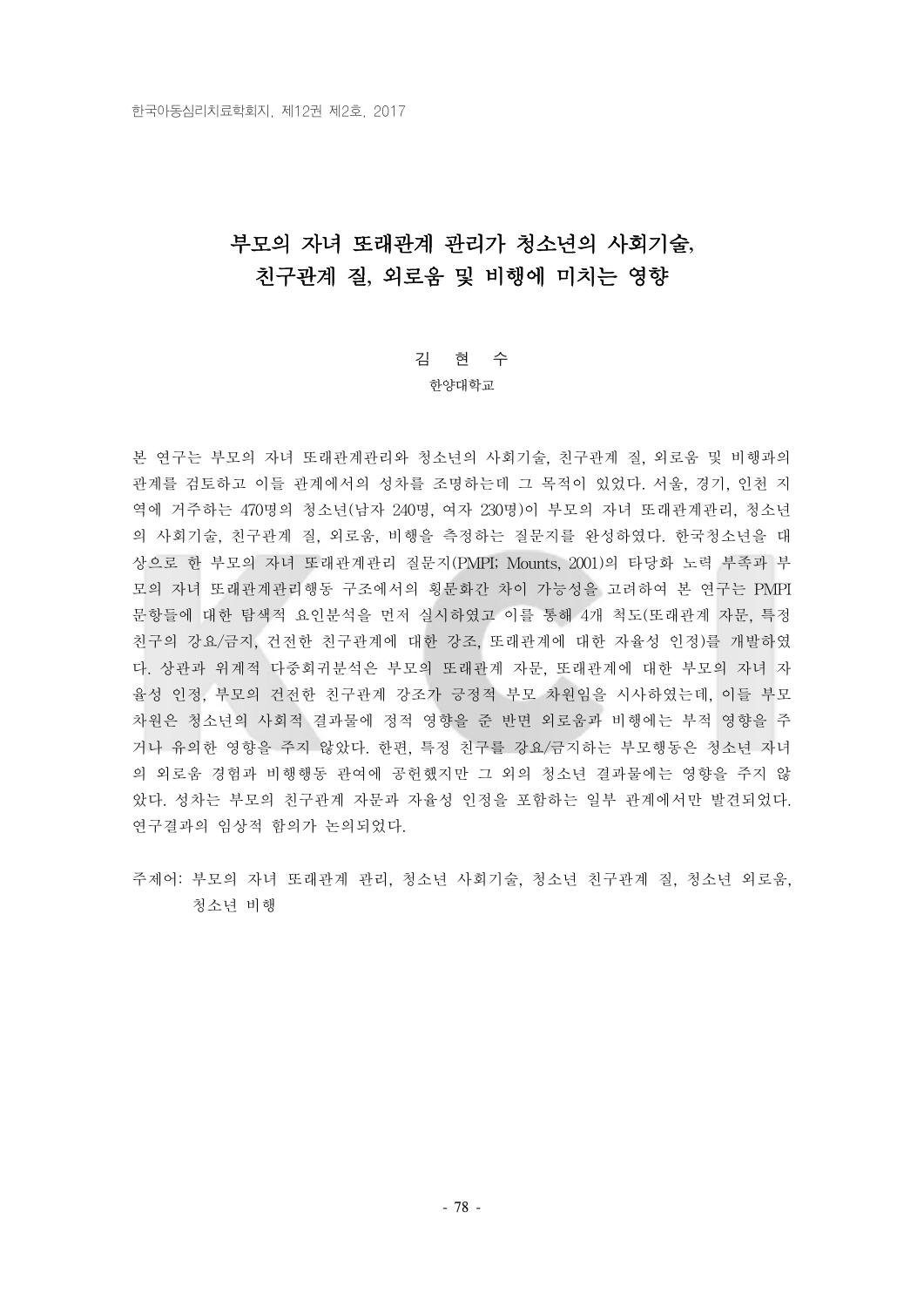# 부모의 자녀 또래관계 관리가 청소년의 사회기술, 친구관계 질, 외로움 및 비행에 미치는 영향

김 현 수

한양대학교

본 연구는 부모의 자녀 또래관계관리와 청소년의 사회기술, 친구관계 질, 외로움 및 비행과의 관계를 검토하고 이들 관계에서의 성차를 조명하는데 그 목적이 있었다. 서울, 경기, 인천 지역에 거주하는 470명의 청소년(남자 240명, 여자 230명)이 부모의 자녀 또래관계관리, 청소년의 사회기술, 친구관계 질, 외로움, 비행을 측정하는 질문지를 완성하였다. 한국청소년을 대상으로 한 부모의 자녀 또래관계관리 질문지(PMPI; Mounts, 2001)의 타당화 노력 부족과 부모의 자녀 또래관계관리행동 구조에서의 횡문화간 차이 가능성을 고려하여 본 연구는 PMPI 문항들에 대한 탐색적 요인분석을 먼저 실시하였고 이를 통해 4개 척도(또래관계 자문, 특정 친구의 강요/금지, 건전한 친구관계에 대한 강조, 또래관계에 대한 자율성 인정)를 개발하였다. 상관과 위계적 다중회귀분석은 부모의 또래관계 자문, 또래관계에 대한 부모의 자녀 자율성 인정, 부모의 건전한 친구관계 강조가 긍정적 부모 차원임을 시사하였는데, 이들 부모 차원은 청소년의 사회적 결과물에 정적 영향을 준 반면 외로움과 비행에는 부적 영향을 주거나 유의한 영향을 주지 않았다. 한편, 특정 친구를 강요/금지하는 부모행동은 청소년 자녀의 외로움 경험과 비행행동 관여에 공헌했지만 그 외의 청소년 결과물에는 영향을 주지 않았다. 성차는 부모의 친구관계 자문과 자율성 인정을 포함하는 일부 관계에서만 발견되었다. 연구결과의 임상적 함의가 논의되었다.

주제어: 부모의 자녀 또래관계 관리, 청소년 사회기술, 청소년 친구관계 질, 청소년 외로움, 청소년 비행